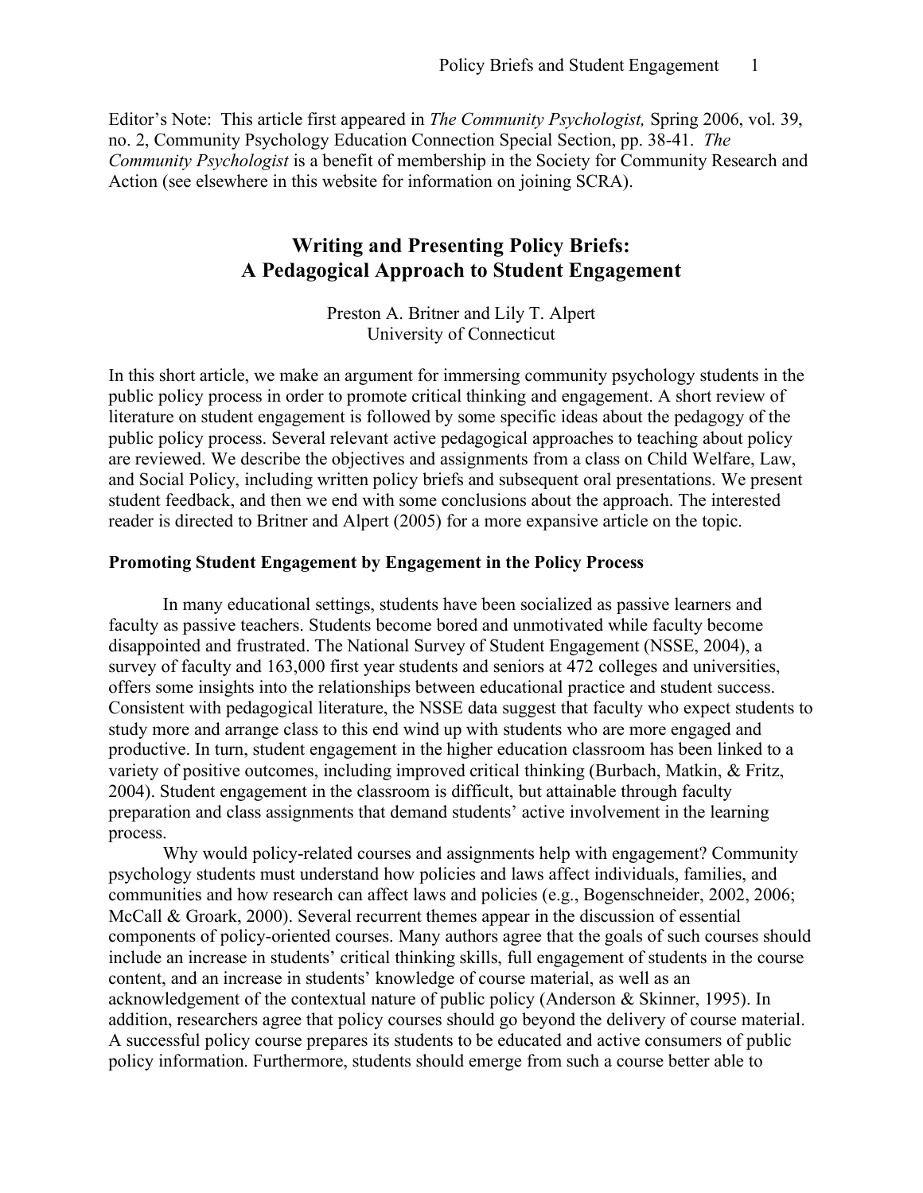Editor's Note: This article first appeared in *The Community Psychologist,* Spring 2006, vol. 39, no. 2, Community Psychology Education Connection Special Section, pp. 38-41. *The Community Psychologist* is a benefit of membership in the Society for Community Research and Action (see elsewhere in this website for information on joining SCRA).

# Writing and Presenting Policy Briefs: A Pedagogical Approach to Student Engagement

Preston A. Britner and Lily T. Alpert
University of Connecticut

In this short article, we make an argument for immersing community psychology students in the public policy process in order to promote critical thinking and engagement. A short review of literature on student engagement is followed by some specific ideas about the pedagogy of the public policy process. Several relevant active pedagogical approaches to teaching about policy are reviewed. We describe the objectives and assignments from a class on Child Welfare, Law, and Social Policy, including written policy briefs and subsequent oral presentations. We present student feedback, and then we end with some conclusions about the approach. The interested reader is directed to Britner and Alpert (2005) for a more expansive article on the topic.

### Promoting Student Engagement by Engagement in the Policy Process

In many educational settings, students have been socialized as passive learners and faculty as passive teachers. Students become bored and unmotivated while faculty become disappointed and frustrated. The National Survey of Student Engagement (NSSE, 2004), a survey of faculty and 163,000 first year students and seniors at 472 colleges and universities, offers some insights into the relationships between educational practice and student success. Consistent with pedagogical literature, the NSSE data suggest that faculty who expect students to study more and arrange class to this end wind up with students who are more engaged and productive. In turn, student engagement in the higher education classroom has been linked to a variety of positive outcomes, including improved critical thinking (Burbach, Matkin, & Fritz, 2004). Student engagement in the classroom is difficult, but attainable through faculty preparation and class assignments that demand students' active involvement in the learning process.

Why would policy-related courses and assignments help with engagement? Community psychology students must understand how policies and laws affect individuals, families, and communities and how research can affect laws and policies (e.g., Bogenschneider, 2002, 2006; McCall & Groark, 2000). Several recurrent themes appear in the discussion of essential components of policy-oriented courses. Many authors agree that the goals of such courses should include an increase in students' critical thinking skills, full engagement of students in the course content, and an increase in students' knowledge of course material, as well as an acknowledgement of the contextual nature of public policy (Anderson & Skinner, 1995). In addition, researchers agree that policy courses should go beyond the delivery of course material. A successful policy course prepares its students to be educated and active consumers of public policy information. Furthermore, students should emerge from such a course better able to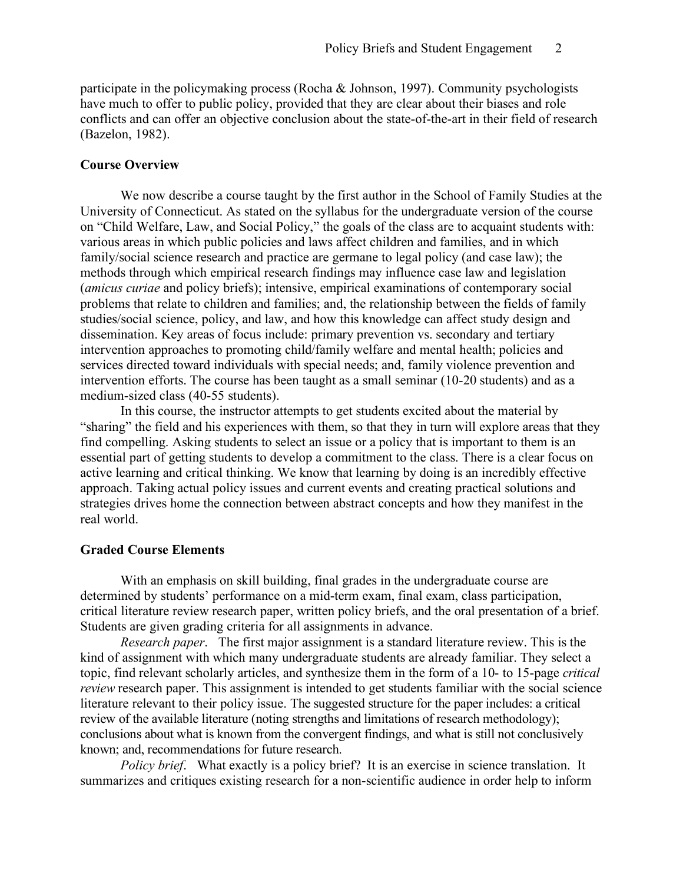participate in the policymaking process (Rocha & Johnson, 1997). Community psychologists have much to offer to public policy, provided that they are clear about their biases and role conflicts and can offer an objective conclusion about the state-of-the-art in their field of research (Bazelon, 1982).

**Course Overview**

We now describe a course taught by the first author in the School of Family Studies at the University of Connecticut. As stated on the syllabus for the undergraduate version of the course on "Child Welfare, Law, and Social Policy," the goals of the class are to acquaint students with: various areas in which public policies and laws affect children and families, and in which family/social science research and practice are germane to legal policy (and case law); the methods through which empirical research findings may influence case law and legislation (*amicus curiae* and policy briefs); intensive, empirical examinations of contemporary social problems that relate to children and families; and, the relationship between the fields of family studies/social science, policy, and law, and how this knowledge can affect study design and dissemination. Key areas of focus include: primary prevention vs. secondary and tertiary intervention approaches to promoting child/family welfare and mental health; policies and services directed toward individuals with special needs; and, family violence prevention and intervention efforts. The course has been taught as a small seminar (10-20 students) and as a medium-sized class (40-55 students).

In this course, the instructor attempts to get students excited about the material by "sharing" the field and his experiences with them, so that they in turn will explore areas that they find compelling. Asking students to select an issue or a policy that is important to them is an essential part of getting students to develop a commitment to the class. There is a clear focus on active learning and critical thinking. We know that learning by doing is an incredibly effective approach. Taking actual policy issues and current events and creating practical solutions and strategies drives home the connection between abstract concepts and how they manifest in the real world.

**Graded Course Elements**

With an emphasis on skill building, final grades in the undergraduate course are determined by students' performance on a mid-term exam, final exam, class participation, critical literature review research paper, written policy briefs, and the oral presentation of a brief. Students are given grading criteria for all assignments in advance.

*Research paper*. The first major assignment is a standard literature review. This is the kind of assignment with which many undergraduate students are already familiar. They select a topic, find relevant scholarly articles, and synthesize them in the form of a 10- to 15-page *critical review* research paper. This assignment is intended to get students familiar with the social science literature relevant to their policy issue. The suggested structure for the paper includes: a critical review of the available literature (noting strengths and limitations of research methodology); conclusions about what is known from the convergent findings, and what is still not conclusively known; and, recommendations for future research.

*Policy brief*. What exactly is a policy brief? It is an exercise in science translation. It summarizes and critiques existing research for a non-scientific audience in order help to inform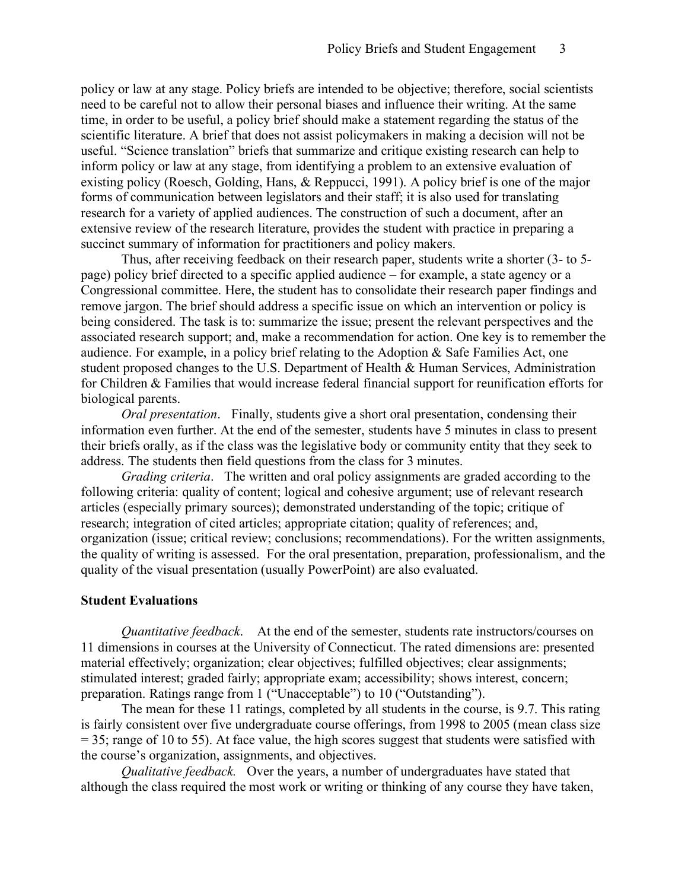policy or law at any stage. Policy briefs are intended to be objective; therefore, social scientists need to be careful not to allow their personal biases and influence their writing. At the same time, in order to be useful, a policy brief should make a statement regarding the status of the scientific literature. A brief that does not assist policymakers in making a decision will not be useful. "Science translation" briefs that summarize and critique existing research can help to inform policy or law at any stage, from identifying a problem to an extensive evaluation of existing policy (Roesch, Golding, Hans, & Reppucci, 1991). A policy brief is one of the major forms of communication between legislators and their staff; it is also used for translating research for a variety of applied audiences. The construction of such a document, after an extensive review of the research literature, provides the student with practice in preparing a succinct summary of information for practitioners and policy makers.

Thus, after receiving feedback on their research paper, students write a shorter (3- to 5-page) policy brief directed to a specific applied audience – for example, a state agency or a Congressional committee. Here, the student has to consolidate their research paper findings and remove jargon. The brief should address a specific issue on which an intervention or policy is being considered. The task is to: summarize the issue; present the relevant perspectives and the associated research support; and, make a recommendation for action. One key is to remember the audience. For example, in a policy brief relating to the Adoption & Safe Families Act, one student proposed changes to the U.S. Department of Health & Human Services, Administration for Children & Families that would increase federal financial support for reunification efforts for biological parents.

*Oral presentation*. Finally, students give a short oral presentation, condensing their information even further. At the end of the semester, students have 5 minutes in class to present their briefs orally, as if the class was the legislative body or community entity that they seek to address. The students then field questions from the class for 3 minutes.

*Grading criteria*. The written and oral policy assignments are graded according to the following criteria: quality of content; logical and cohesive argument; use of relevant research articles (especially primary sources); demonstrated understanding of the topic; critique of research; integration of cited articles; appropriate citation; quality of references; and, organization (issue; critical review; conclusions; recommendations). For the written assignments, the quality of writing is assessed. For the oral presentation, preparation, professionalism, and the quality of the visual presentation (usually PowerPoint) are also evaluated.

**Student Evaluations**

*Quantitative feedback*. At the end of the semester, students rate instructors/courses on 11 dimensions in courses at the University of Connecticut. The rated dimensions are: presented material effectively; organization; clear objectives; fulfilled objectives; clear assignments; stimulated interest; graded fairly; appropriate exam; accessibility; shows interest, concern; preparation. Ratings range from 1 ("Unacceptable") to 10 ("Outstanding").

The mean for these 11 ratings, completed by all students in the course, is 9.7. This rating is fairly consistent over five undergraduate course offerings, from 1998 to 2005 (mean class size = 35; range of 10 to 55). At face value, the high scores suggest that students were satisfied with the course's organization, assignments, and objectives.

*Qualitative feedback.* Over the years, a number of undergraduates have stated that although the class required the most work or writing or thinking of any course they have taken,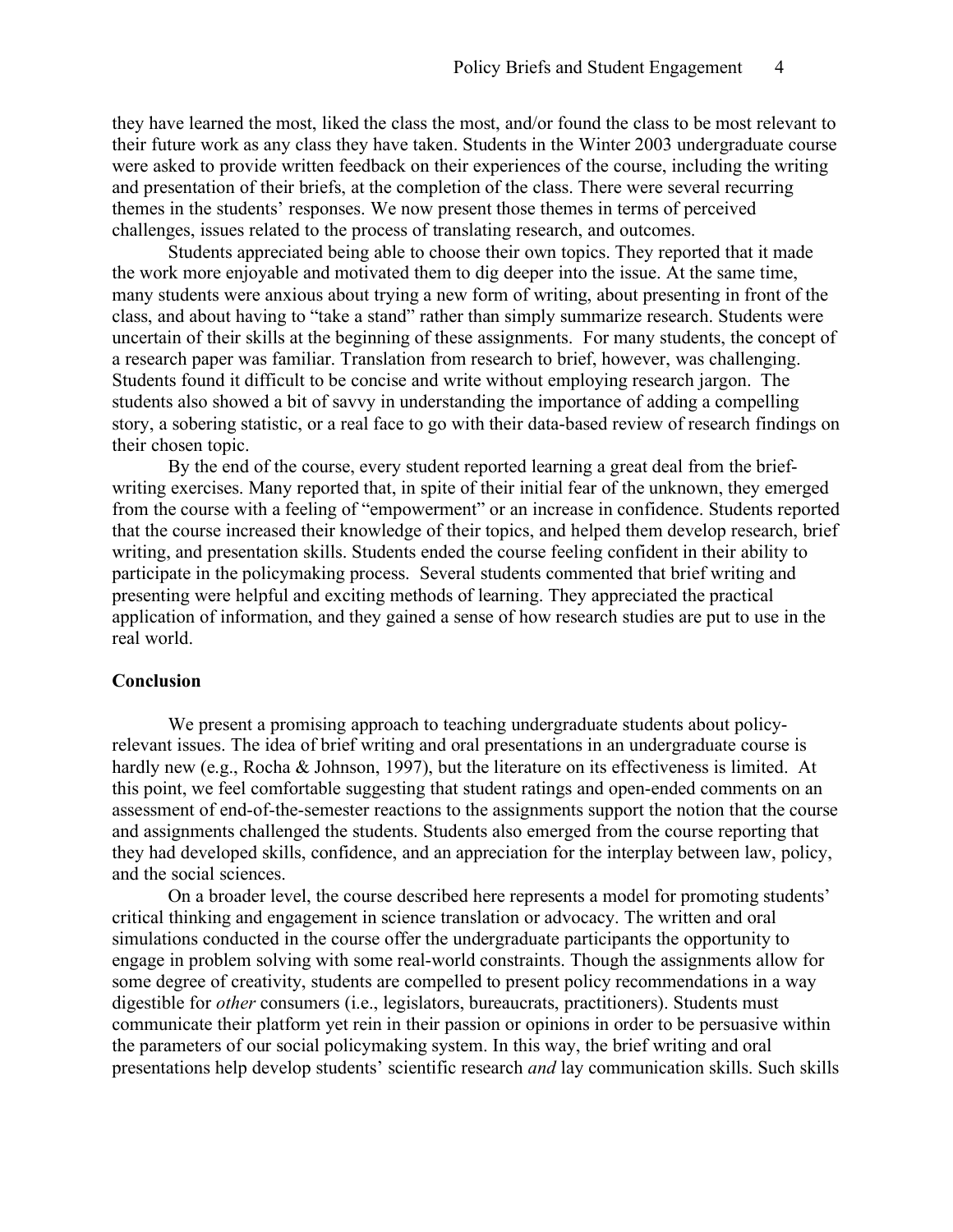they have learned the most, liked the class the most, and/or found the class to be most relevant to their future work as any class they have taken. Students in the Winter 2003 undergraduate course were asked to provide written feedback on their experiences of the course, including the writing and presentation of their briefs, at the completion of the class. There were several recurring themes in the students' responses. We now present those themes in terms of perceived challenges, issues related to the process of translating research, and outcomes.

Students appreciated being able to choose their own topics. They reported that it made the work more enjoyable and motivated them to dig deeper into the issue. At the same time, many students were anxious about trying a new form of writing, about presenting in front of the class, and about having to "take a stand" rather than simply summarize research. Students were uncertain of their skills at the beginning of these assignments. For many students, the concept of a research paper was familiar. Translation from research to brief, however, was challenging. Students found it difficult to be concise and write without employing research jargon. The students also showed a bit of savvy in understanding the importance of adding a compelling story, a sobering statistic, or a real face to go with their data-based review of research findings on their chosen topic.

By the end of the course, every student reported learning a great deal from the brief-writing exercises. Many reported that, in spite of their initial fear of the unknown, they emerged from the course with a feeling of "empowerment" or an increase in confidence. Students reported that the course increased their knowledge of their topics, and helped them develop research, brief writing, and presentation skills. Students ended the course feeling confident in their ability to participate in the policymaking process. Several students commented that brief writing and presenting were helpful and exciting methods of learning. They appreciated the practical application of information, and they gained a sense of how research studies are put to use in the real world.

**Conclusion**

We present a promising approach to teaching undergraduate students about policy-relevant issues. The idea of brief writing and oral presentations in an undergraduate course is hardly new (e.g., Rocha & Johnson, 1997), but the literature on its effectiveness is limited. At this point, we feel comfortable suggesting that student ratings and open-ended comments on an assessment of end-of-the-semester reactions to the assignments support the notion that the course and assignments challenged the students. Students also emerged from the course reporting that they had developed skills, confidence, and an appreciation for the interplay between law, policy, and the social sciences.

On a broader level, the course described here represents a model for promoting students' critical thinking and engagement in science translation or advocacy. The written and oral simulations conducted in the course offer the undergraduate participants the opportunity to engage in problem solving with some real-world constraints. Though the assignments allow for some degree of creativity, students are compelled to present policy recommendations in a way digestible for *other* consumers (i.e., legislators, bureaucrats, practitioners). Students must communicate their platform yet rein in their passion or opinions in order to be persuasive within the parameters of our social policymaking system. In this way, the brief writing and oral presentations help develop students' scientific research *and* lay communication skills. Such skills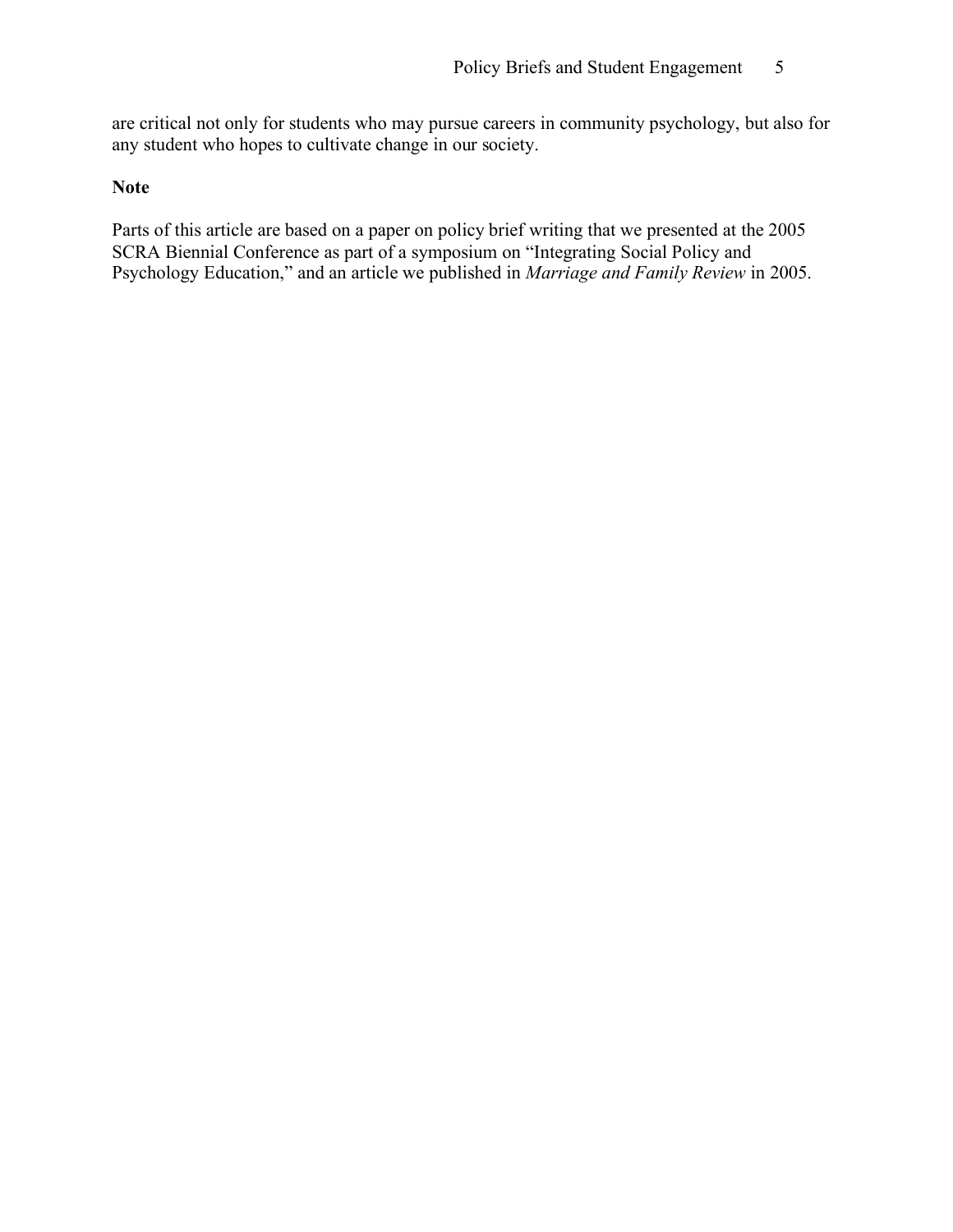are critical not only for students who may pursue careers in community psychology, but also for any student who hopes to cultivate change in our society.

**Note**

Parts of this article are based on a paper on policy brief writing that we presented at the 2005 SCRA Biennial Conference as part of a symposium on "Integrating Social Policy and Psychology Education," and an article we published in *Marriage and Family Review* in 2005.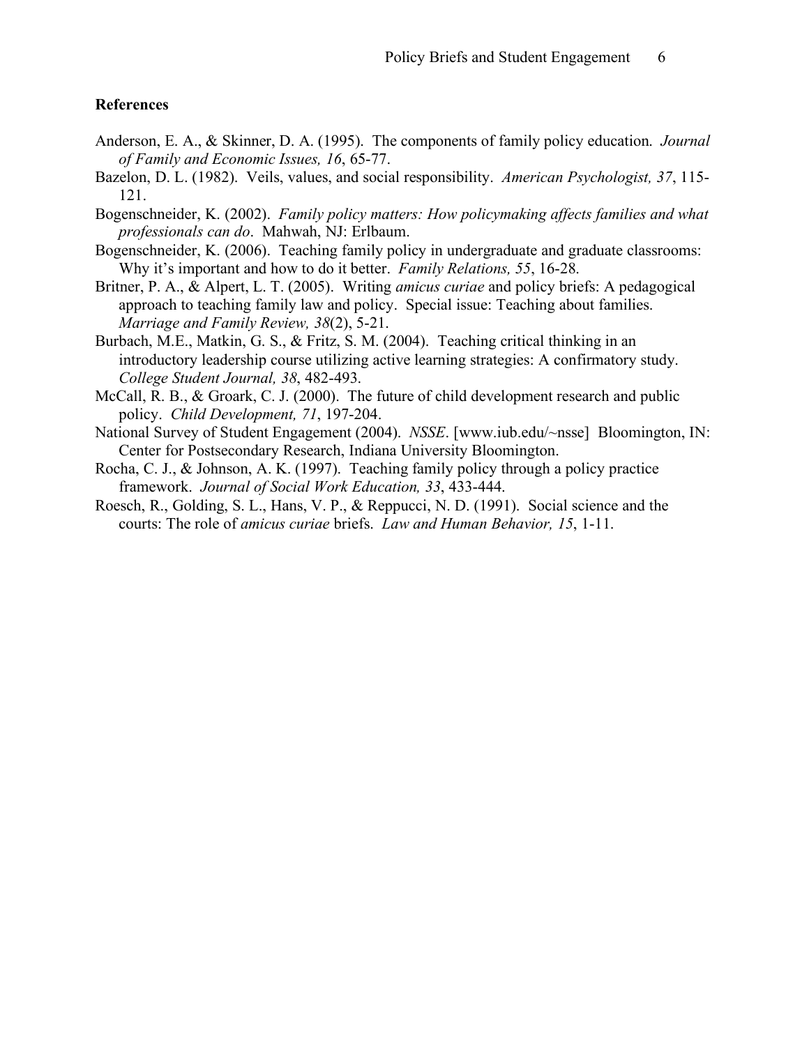**References**

Anderson, E. A., & Skinner, D. A. (1995). The components of family policy education. *Journal of Family and Economic Issues, 16*, 65-77.

Bazelon, D. L. (1982). Veils, values, and social responsibility. *American Psychologist, 37*, 115-121.

Bogenschneider, K. (2002). *Family policy matters: How policymaking affects families and what professionals can do*. Mahwah, NJ: Erlbaum.

Bogenschneider, K. (2006). Teaching family policy in undergraduate and graduate classrooms: Why it's important and how to do it better. *Family Relations, 55*, 16-28.

Britner, P. A., & Alpert, L. T. (2005). Writing *amicus curiae* and policy briefs: A pedagogical approach to teaching family law and policy. Special issue: Teaching about families. *Marriage and Family Review, 38*(2), 5-21.

Burbach, M.E., Matkin, G. S., & Fritz, S. M. (2004). Teaching critical thinking in an introductory leadership course utilizing active learning strategies: A confirmatory study. *College Student Journal, 38*, 482-493.

McCall, R. B., & Groark, C. J. (2000). The future of child development research and public policy. *Child Development, 71*, 197-204.

National Survey of Student Engagement (2004). *NSSE*. [www.iub.edu/~nsse] Bloomington, IN: Center for Postsecondary Research, Indiana University Bloomington.

Rocha, C. J., & Johnson, A. K. (1997). Teaching family policy through a policy practice framework. *Journal of Social Work Education, 33*, 433-444.

Roesch, R., Golding, S. L., Hans, V. P., & Reppucci, N. D. (1991). Social science and the courts: The role of *amicus curiae* briefs. *Law and Human Behavior, 15*, 1-11.